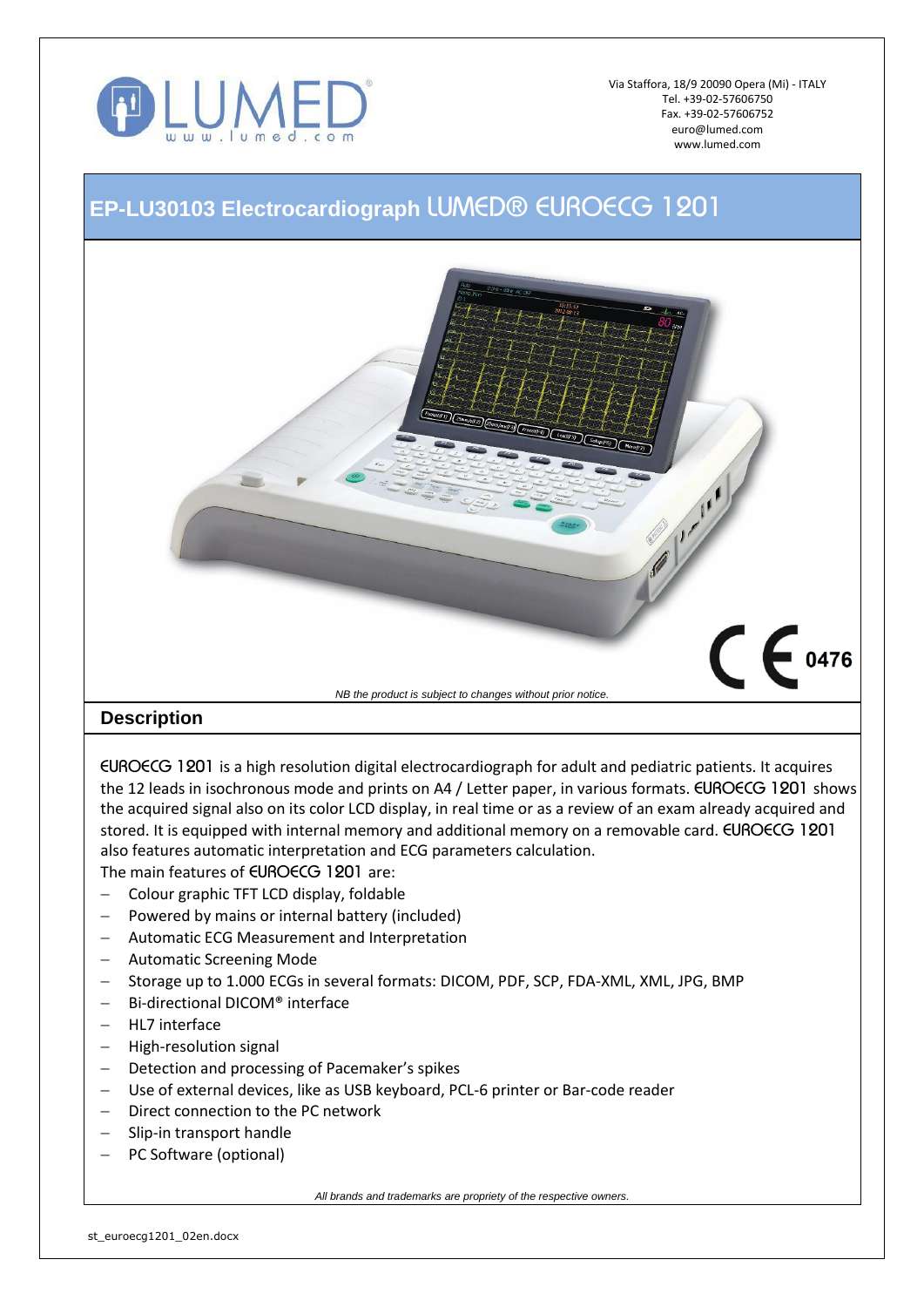LUMED®
www.lumed.com

Via Staffora, 18/9 20090 Opera (Mi) - ITALY
Tel. +39-02-57606750
Fax. +39-02-57606752
euro@lumed.com
www.lumed.com

# EP-LU30103 Electrocardiograph LUMED® EUROECG 1201

0476

*NB the product is subject to changes without prior notice.*

## Description

EUROECG 1201 is a high resolution digital electrocardiograph for adult and pediatric patients. It acquires the 12 leads in isochronous mode and prints on A4 / Letter paper, in various formats. EUROECG 1201 shows the acquired signal also on its color LCD display, in real time or as a review of an exam already acquired and stored. It is equipped with internal memory and additional memory on a removable card. EUROECG 1201 also features automatic interpretation and ECG parameters calculation.

The main features of EUROECG 1201 are:

- Colour graphic TFT LCD display, foldable
- Powered by mains or internal battery (included)
- Automatic ECG Measurement and Interpretation
- Automatic Screening Mode
- Storage up to 1.000 ECGs in several formats: DICOM, PDF, SCP, FDA-XML, XML, JPG, BMP
- Bi-directional DICOM® interface
- HL7 interface
- High-resolution signal
- Detection and processing of Pacemaker's spikes
- Use of external devices, like as USB keyboard, PCL-6 printer or Bar-code reader
- Direct connection to the PC network
- Slip-in transport handle
- PC Software (optional)

*All brands and trademarks are propriety of the respective owners.*

st_euroecg1201_02en.docx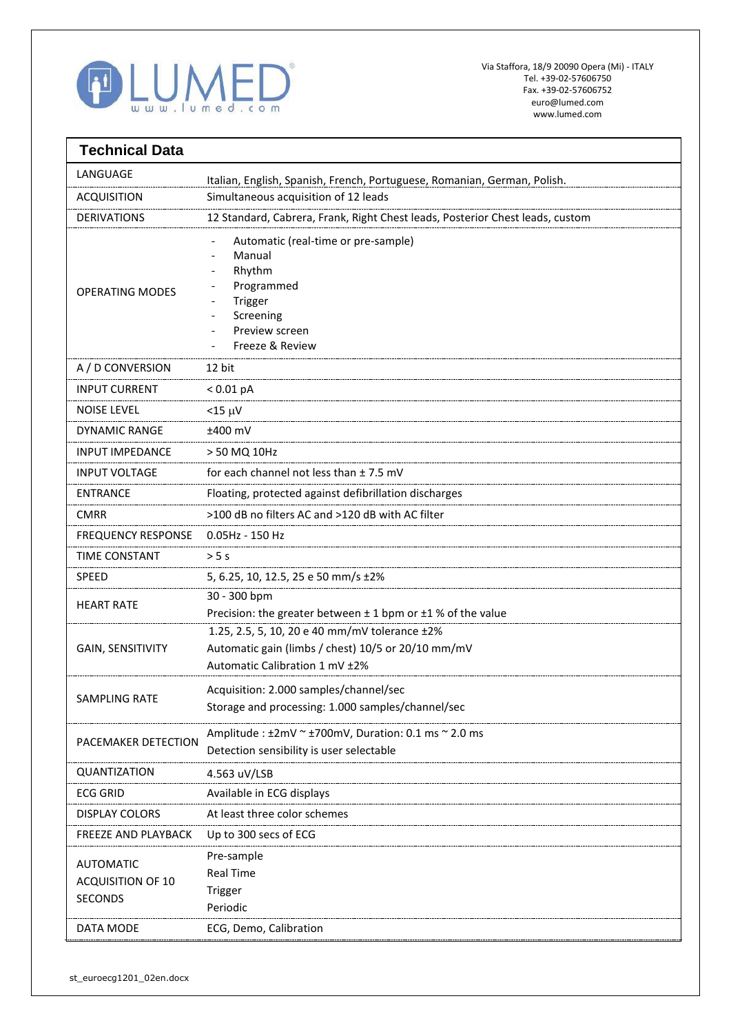LUMED
www.lumed.com

Via Staffora, 18/9 20090 Opera (Mi) - ITALY
Tel. +39-02-57606750
Fax. +39-02-57606752
euro@lumed.com
www.lumed.com

## Technical Data

| | |
|---|---|
| LANGUAGE | Italian, English, Spanish, French, Portuguese, Romanian, German, Polish. |
| ACQUISITION | Simultaneous acquisition of 12 leads |
| DERIVATIONS | 12 Standard, Cabrera, Frank, Right Chest leads, Posterior Chest leads, custom |
| OPERATING MODES | - Automatic (real-time or pre-sample)<br>- Manual<br>- Rhythm<br>- Programmed<br>- Trigger<br>- Screening<br>- Preview screen<br>- Freeze & Review |
| A / D CONVERSION | 12 bit |
| INPUT CURRENT | < 0.01 pA |
| NOISE LEVEL | <15 μV |
| DYNAMIC RANGE | ±400 mV |
| INPUT IMPEDANCE | > 50 MΩ 10Hz |
| INPUT VOLTAGE | for each channel not less than ± 7.5 mV |
| ENTRANCE | Floating, protected against defibrillation discharges |
| CMRR | >100 dB no filters AC and >120 dB with AC filter |
| FREQUENCY RESPONSE | 0.05Hz - 150 Hz |
| TIME CONSTANT | > 5 s |
| SPEED | 5, 6.25, 10, 12.5, 25 e 50 mm/s ±2% |
| HEART RATE | 30 - 300 bpm<br>Precision: the greater between ± 1 bpm or ±1 % of the value |
| GAIN, SENSITIVITY | 1.25, 2.5, 5, 10, 20 e 40 mm/mV tolerance ±2%<br>Automatic gain (limbs / chest) 10/5 or 20/10 mm/mV<br>Automatic Calibration 1 mV ±2% |
| SAMPLING RATE | Acquisition: 2.000 samples/channel/sec<br>Storage and processing: 1.000 samples/channel/sec |
| PACEMAKER DETECTION | Amplitude : ±2mV ~ ±700mV, Duration: 0.1 ms ~ 2.0 ms<br>Detection sensibility is user selectable |
| QUANTIZATION | 4.563 uV/LSB |
| ECG GRID | Available in ECG displays |
| DISPLAY COLORS | At least three color schemes |
| FREEZE AND PLAYBACK | Up to 300 secs of ECG |
| AUTOMATIC ACQUISITION OF 10 SECONDS | Pre-sample<br>Real Time<br>Trigger<br>Periodic |
| DATA MODE | ECG, Demo, Calibration |

st_euroecg1201_02en.docx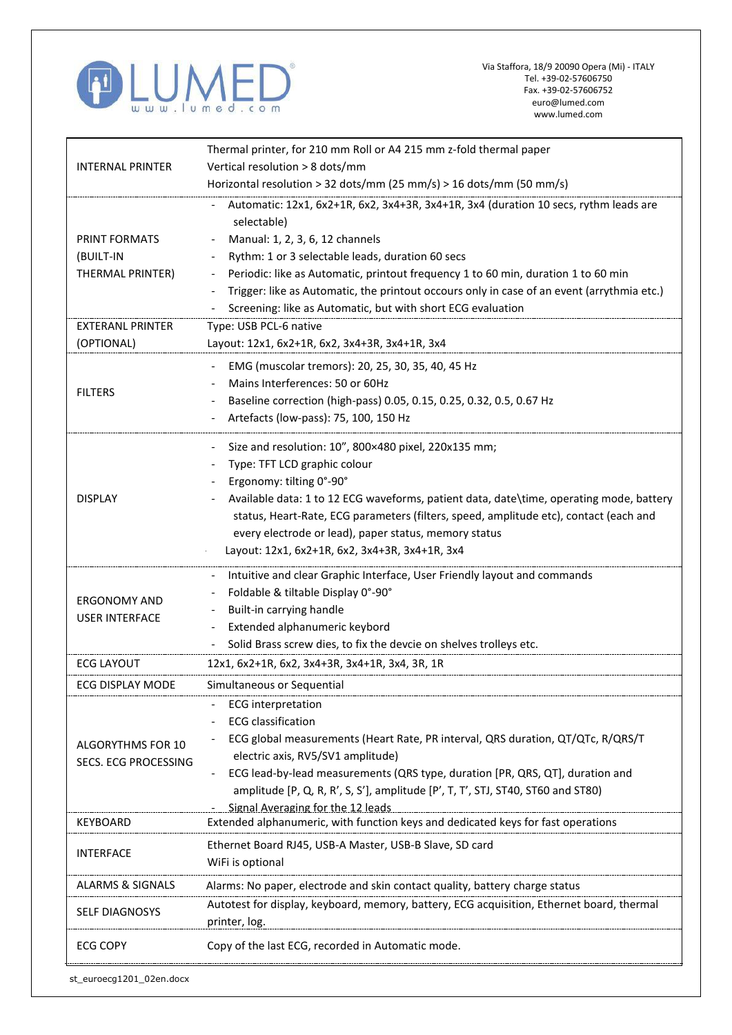LUMED
www.lumed.com

Via Staffora, 18/9 20090 Opera (Mi) - ITALY
Tel. +39-02-57606750
Fax. +39-02-57606752
euro@lumed.com
www.lumed.com

| | |
|---|---|
| INTERNAL PRINTER | Thermal printer, for 210 mm Roll or A4 215 mm z-fold thermal paper<br>Vertical resolution > 8 dots/mm<br>Horizontal resolution > 32 dots/mm (25 mm/s) > 16 dots/mm (50 mm/s) |
| PRINT FORMATS (BUILT-IN THERMAL PRINTER) | - Automatic: 12x1, 6x2+1R, 6x2, 3x4+3R, 3x4+1R, 3x4 (duration 10 secs, rythm leads are selectable)<br>- Manual: 1, 2, 3, 6, 12 channels<br>- Rythm: 1 or 3 selectable leads, duration 60 secs<br>- Periodic: like as Automatic, printout frequency 1 to 60 min, duration 1 to 60 min<br>- Trigger: like as Automatic, the printout occours only in case of an event (arrythmia etc.)<br>- Screening: like as Automatic, but with short ECG evaluation |
| EXTERANL PRINTER (OPTIONAL) | Type: USB PCL-6 native<br>Layout: 12x1, 6x2+1R, 6x2, 3x4+3R, 3x4+1R, 3x4 |
| FILTERS | - EMG (muscolar tremors): 20, 25, 30, 35, 40, 45 Hz<br>- Mains Interferences: 50 or 60Hz<br>- Baseline correction (high-pass) 0.05, 0.15, 0.25, 0.32, 0.5, 0.67 Hz<br>- Artefacts (low-pass): 75, 100, 150 Hz |
| DISPLAY | - Size and resolution: 10", 800×480 pixel, 220x135 mm;<br>- Type: TFT LCD graphic colour<br>- Ergonomy: tilting 0°-90°<br>- Available data: 1 to 12 ECG waveforms, patient data, date\time, operating mode, battery status, Heart-Rate, ECG parameters (filters, speed, amplitude etc), contact (each and every electrode or lead), paper status, memory status<br>Layout: 12x1, 6x2+1R, 6x2, 3x4+3R, 3x4+1R, 3x4 |
| ERGONOMY AND USER INTERFACE | - Intuitive and clear Graphic Interface, User Friendly layout and commands<br>- Foldable & tiltable Display 0°-90°<br>- Built-in carrying handle<br>- Extended alphanumeric keybord<br>- Solid Brass screw dies, to fix the devcie on shelves trolleys etc. |
| ECG LAYOUT | 12x1, 6x2+1R, 6x2, 3x4+3R, 3x4+1R, 3x4, 3R, 1R |
| ECG DISPLAY MODE | Simultaneous or Sequential |
| ALGORYTHMS FOR 10 SECS. ECG PROCESSING | - ECG interpretation<br>- ECG classification<br>- ECG global measurements (Heart Rate, PR interval, QRS duration, QT/QTc, R/QRS/T electric axis, RV5/SV1 amplitude)<br>- ECG lead-by-lead measurements (QRS type, duration [PR, QRS, QT], duration and amplitude [P, Q, R, R', S, S'], amplitude [P', T, T', STJ, ST40, ST60 and ST80)<br>- Signal Averaging for the 12 leads |
| KEYBOARD | Extended alphanumeric, with function keys and dedicated keys for fast operations |
| INTERFACE | Ethernet Board RJ45, USB-A Master, USB-B Slave, SD card<br>WiFi is optional |
| ALARMS & SIGNALS | Alarms: No paper, electrode and skin contact quality, battery charge status |
| SELF DIAGNOSYS | Autotest for display, keyboard, memory, battery, ECG acquisition, Ethernet board, thermal printer, log. |
| ECG COPY | Copy of the last ECG, recorded in Automatic mode. |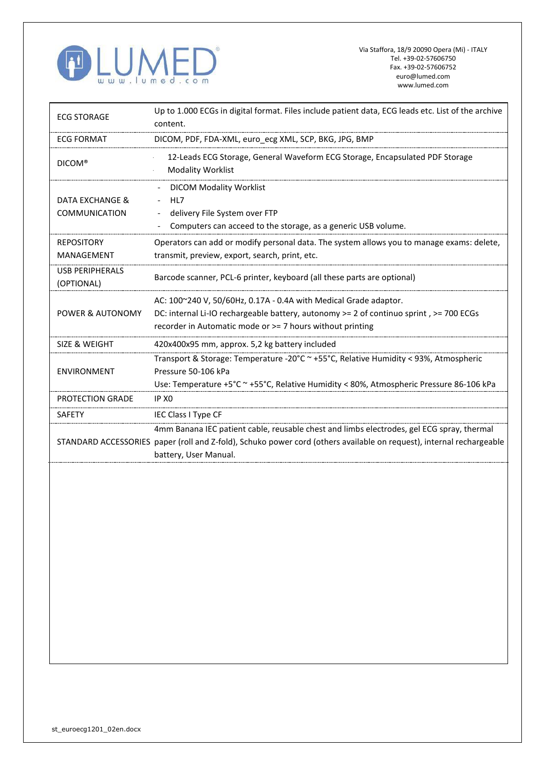| | |
|---|---|
| ECG STORAGE | Up to 1.000 ECGs in digital format. Files include patient data, ECG leads etc. List of the archive content. |
| ECG FORMAT | DICOM, PDF, FDA-XML, euro_ecg XML, SCP, BKG, JPG, BMP |
| DICOM® | 12-Leads ECG Storage, General Waveform ECG Storage, Encapsulated PDF Storage<br>Modality Worklist |
| DATA EXCHANGE & COMMUNICATION | - DICOM Modality Worklist<br>- HL7<br>- delivery File System over FTP<br>- Computers can acceed to the storage, as a generic USB volume. |
| REPOSITORY MANAGEMENT | Operators can add or modify personal data. The system allows you to manage exams: delete, transmit, preview, export, search, print, etc. |
| USB PERIPHERALS (OPTIONAL) | Barcode scanner, PCL-6 printer, keyboard (all these parts are optional) |
| POWER & AUTONOMY | AC: 100~240 V, 50/60Hz, 0.17A - 0.4A with Medical Grade adaptor.<br>DC: internal Li-IO rechargeable battery, autonomy >= 2 of continuo sprint , >= 700 ECGs recorder in Automatic mode or >= 7 hours without printing |
| SIZE & WEIGHT | 420x400x95 mm, approx. 5,2 kg battery included |
| ENVIRONMENT | Transport & Storage: Temperature -20°C ~ +55°C, Relative Humidity < 93%, Atmospheric Pressure 50-106 kPa<br>Use: Temperature +5°C ~ +55°C, Relative Humidity < 80%, Atmospheric Pressure 86-106 kPa |
| PROTECTION GRADE | IP X0 |
| SAFETY | IEC Class I Type CF |
| STANDARD ACCESSORIES | 4mm Banana IEC patient cable, reusable chest and limbs electrodes, gel ECG spray, thermal paper (roll and Z-fold), Schuko power cord (others available on request), internal rechargeable battery, User Manual. |